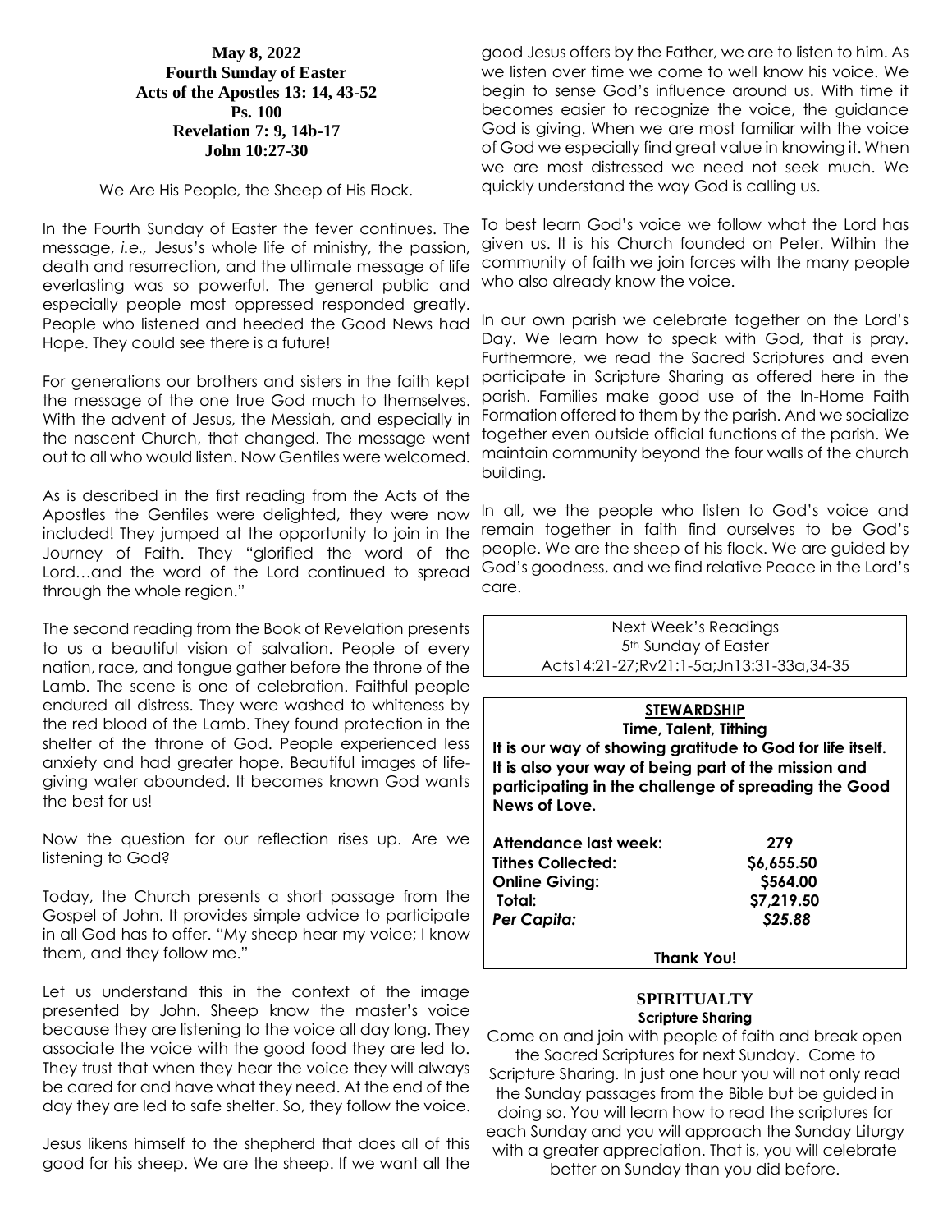**May 8, 2022**
**Fourth Sunday of Easter**
**Acts of the Apostles 13: 14, 43-52**
**Ps. 100**
**Revelation 7: 9, 14b-17**
**John 10:27-30**

We Are His People, the Sheep of His Flock.

In the Fourth Sunday of Easter the fever continues. The message, *i.e.,* Jesus's whole life of ministry, the passion, death and resurrection, and the ultimate message of life everlasting was so powerful. The general public and especially people most oppressed responded greatly. People who listened and heeded the Good News had Hope. They could see there is a future!

For generations our brothers and sisters in the faith kept the message of the one true God much to themselves. With the advent of Jesus, the Messiah, and especially in the nascent Church, that changed. The message went out to all who would listen. Now Gentiles were welcomed.

As is described in the first reading from the Acts of the Apostles the Gentiles were delighted, they were now included! They jumped at the opportunity to join in the Journey of Faith. They "glorified the word of the Lord…and the word of the Lord continued to spread through the whole region."

The second reading from the Book of Revelation presents to us a beautiful vision of salvation. People of every nation, race, and tongue gather before the throne of the Lamb. The scene is one of celebration. Faithful people endured all distress. They were washed to whiteness by the red blood of the Lamb. They found protection in the shelter of the throne of God. People experienced less anxiety and had greater hope. Beautiful images of life-giving water abounded. It becomes known God wants the best for us!

Now the question for our reflection rises up. Are we listening to God?

Today, the Church presents a short passage from the Gospel of John. It provides simple advice to participate in all God has to offer. "My sheep hear my voice; I know them, and they follow me."

Let us understand this in the context of the image presented by John. Sheep know the master's voice because they are listening to the voice all day long. They associate the voice with the good food they are led to. They trust that when they hear the voice they will always be cared for and have what they need. At the end of the day they are led to safe shelter. So, they follow the voice.

Jesus likens himself to the shepherd that does all of this good for his sheep. We are the sheep. If we want all the good Jesus offers by the Father, we are to listen to him. As we listen over time we come to well know his voice. We begin to sense God's influence around us. With time it becomes easier to recognize the voice, the guidance God is giving. When we are most familiar with the voice of God we especially find great value in knowing it. When we are most distressed we need not seek much. We quickly understand the way God is calling us.

To best learn God's voice we follow what the Lord has given us. It is his Church founded on Peter. Within the community of faith we join forces with the many people who also already know the voice.

In our own parish we celebrate together on the Lord's Day. We learn how to speak with God, that is pray. Furthermore, we read the Sacred Scriptures and even participate in Scripture Sharing as offered here in the parish. Families make good use of the In-Home Faith Formation offered to them by the parish. And we socialize together even outside official functions of the parish. We maintain community beyond the four walls of the church building.

In all, we the people who listen to God's voice and remain together in faith find ourselves to be God's people. We are the sheep of his flock. We are guided by God's goodness, and we find relative Peace in the Lord's care.

Next Week's Readings
5th Sunday of Easter
Acts14:21-27;Rv21:1-5a;Jn13:31-33a,34-35

**STEWARDSHIP**
**Time, Talent, Tithing**

**It is our way of showing gratitude to God for life itself. It is also your way of being part of the mission and participating in the challenge of spreading the Good News of Love.**

| | |
|---|---|
| **Attendance last week:** | **279** |
| **Tithes Collected:** | **$6,655.50** |
| **Online Giving:** | **$564.00** |
| **Total:** | **$7,219.50** |
| ***Per Capita:*** | ***$25.88*** |

**Thank You!**

## SPIRITUALTY
**Scripture Sharing**

Come on and join with people of faith and break open the Sacred Scriptures for next Sunday. Come to Scripture Sharing. In just one hour you will not only read the Sunday passages from the Bible but be guided in doing so. You will learn how to read the scriptures for each Sunday and you will approach the Sunday Liturgy with a greater appreciation. That is, you will celebrate better on Sunday than you did before.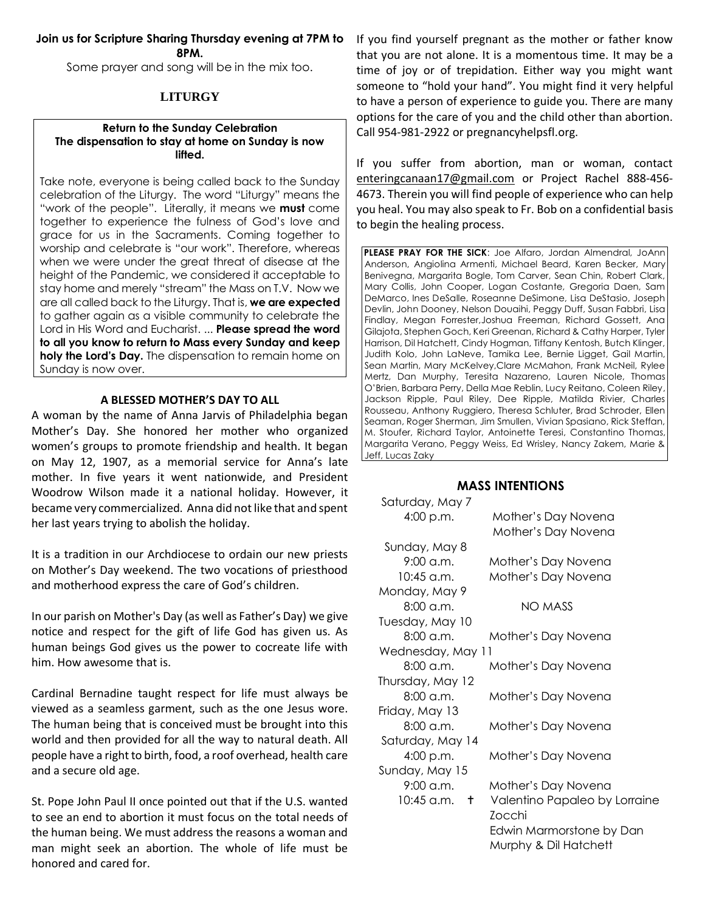**Join us for Scripture Sharing Thursday evening at 7PM to 8PM.**

Some prayer and song will be in the mix too.

## LITURGY

**Return to the Sunday Celebration**
**The dispensation to stay at home on Sunday is now lifted.**

Take note, everyone is being called back to the Sunday celebration of the Liturgy. The word "Liturgy" means the "work of the people". Literally, it means we **must** come together to experience the fulness of God's love and grace for us in the Sacraments. Coming together to worship and celebrate is "our work". Therefore, whereas when we were under the great threat of disease at the height of the Pandemic, we considered it acceptable to stay home and merely "stream" the Mass on T.V. Now we are all called back to the Liturgy. That is, **we are expected** to gather again as a visible community to celebrate the Lord in His Word and Eucharist. ... **Please spread the word to all you know to return to Mass every Sunday and keep holy the Lord's Day.** The dispensation to remain home on Sunday is now over.

### A BLESSED MOTHER'S DAY TO ALL

A woman by the name of Anna Jarvis of Philadelphia began Mother's Day. She honored her mother who organized women's groups to promote friendship and health. It began on May 12, 1907, as a memorial service for Anna's late mother. In five years it went nationwide, and President Woodrow Wilson made it a national holiday. However, it became very commercialized. Anna did not like that and spent her last years trying to abolish the holiday.

It is a tradition in our Archdiocese to ordain our new priests on Mother's Day weekend. The two vocations of priesthood and motherhood express the care of God's children.

In our parish on Mother's Day (as well as Father's Day) we give notice and respect for the gift of life God has given us. As human beings God gives us the power to cocreate life with him. How awesome that is.

Cardinal Bernadine taught respect for life must always be viewed as a seamless garment, such as the one Jesus wore. The human being that is conceived must be brought into this world and then provided for all the way to natural death. All people have a right to birth, food, a roof overhead, health care and a secure old age.

St. Pope John Paul II once pointed out that if the U.S. wanted to see an end to abortion it must focus on the total needs of the human being. We must address the reasons a woman and man might seek an abortion. The whole of life must be honored and cared for.

If you find yourself pregnant as the mother or father know that you are not alone. It is a momentous time. It may be a time of joy or of trepidation. Either way you might want someone to "hold your hand". You might find it very helpful to have a person of experience to guide you. There are many options for the care of you and the child other than abortion. Call 954-981-2922 or pregnancyhelpsfl.org.

If you suffer from abortion, man or woman, contact enteringcanaan17@gmail.com or Project Rachel 888-456-4673. Therein you will find people of experience who can help you heal. You may also speak to Fr. Bob on a confidential basis to begin the healing process.

**PLEASE PRAY FOR THE SICK**: Joe Alfaro, Jordan Almendral, JoAnn Anderson, Angiolina Armenti, Michael Beard, Karen Becker, Mary Benivegna, Margarita Bogle, Tom Carver, Sean Chin, Robert Clark, Mary Collis, John Cooper, Logan Costante, Gregoria Daen, Sam DeMarco, Ines DeSalle, Roseanne DeSimone, Lisa DeStasio, Joseph Devlin, John Dooney, Nelson Douaihi, Peggy Duff, Susan Fabbri, Lisa Findlay, Megan Forrester,Joshua Freeman, Richard Gossett, Ana Gilajota, Stephen Goch, Keri Greenan, Richard & Cathy Harper, Tyler Harrison, Dil Hatchett, Cindy Hogman, Tiffany Kentosh, Butch Klinger, Judith Kolo, John LaNeve, Tamika Lee, Bernie Ligget, Gail Martin, Sean Martin, Mary McKelvey,Clare McMahon, Frank McNeil, Rylee Mertz, Dan Murphy, Teresita Nazareno, Lauren Nicole, Thomas O'Brien, Barbara Perry, Della Mae Reblin, Lucy Reitano, Coleen Riley, Jackson Ripple, Paul Riley, Dee Ripple, Matilda Rivier, Charles Rousseau, Anthony Ruggiero, Theresa Schluter, Brad Schroder, Ellen Seaman, Roger Sherman, Jim Smullen, Vivian Spasiano, Rick Steffan, M. Stoufer, Richard Taylor, Antoinette Teresi, Constantino Thomas, Margarita Verano, Peggy Weiss, Ed Wrisley, Nancy Zakem, Marie & Jeff, Lucas Zaky

### MASS INTENTIONS

Saturday, May 7
4:00 p.m. — Mother's Day Novena
Mother's Day Novena

Sunday, May 8
9:00 a.m. — Mother's Day Novena
10:45 a.m. — Mother's Day Novena

Monday, May 9
8:00 a.m. — NO MASS

Tuesday, May 10
8:00 a.m. — Mother's Day Novena

Wednesday, May 11
8:00 a.m. — Mother's Day Novena

Thursday, May 12
8:00 a.m. — Mother's Day Novena

Friday, May 13
8:00 a.m. — Mother's Day Novena

Saturday, May 14
4:00 p.m. — Mother's Day Novena

Sunday, May 15
9:00 a.m. — Mother's Day Novena
10:45 a.m. ✝ — Valentino Papaleo by Lorraine Zocchi
Edwin Marmorstone by Dan Murphy & Dil Hatchett